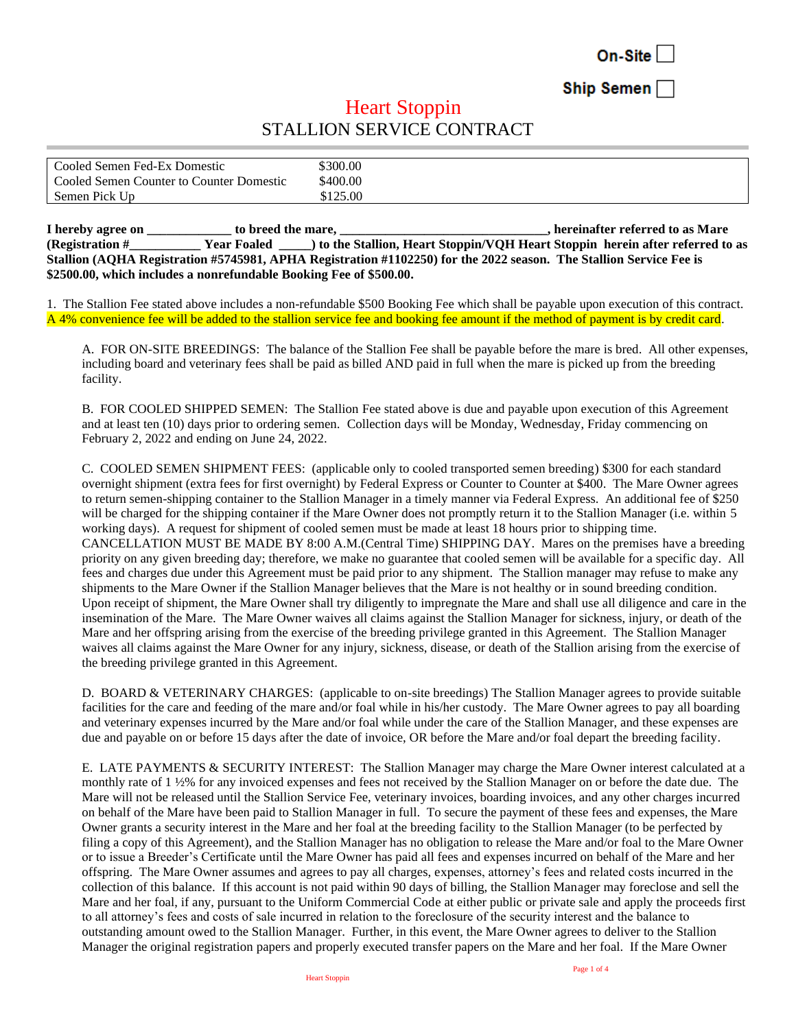On-Site ☐

Ship Semen ☐

# Heart Stoppin
## STALLION SERVICE CONTRACT

| | |
|---|---|
| Cooled Semen Fed-Ex Domestic | $300.00 |
| Cooled Semen Counter to Counter Domestic | $400.00 |
| Semen Pick Up | $125.00 |

**I hereby agree on _____________ to breed the mare, ________________________________, hereinafter referred to as Mare (Registration #___________ Year Foaled _____) to the Stallion, Heart Stoppin/VQH Heart Stoppin herein after referred to as Stallion (AQHA Registration #5745981, APHA Registration #1102250) for the 2022 season. The Stallion Service Fee is $2500.00, which includes a nonrefundable Booking Fee of $500.00.**

1. The Stallion Fee stated above includes a non-refundable $500 Booking Fee which shall be payable upon execution of this contract. A 4% convenience fee will be added to the stallion service fee and booking fee amount if the method of payment is by credit card.

A. FOR ON-SITE BREEDINGS: The balance of the Stallion Fee shall be payable before the mare is bred. All other expenses, including board and veterinary fees shall be paid as billed AND paid in full when the mare is picked up from the breeding facility.

B. FOR COOLED SHIPPED SEMEN: The Stallion Fee stated above is due and payable upon execution of this Agreement and at least ten (10) days prior to ordering semen. Collection days will be Monday, Wednesday, Friday commencing on February 2, 2022 and ending on June 24, 2022.

C. COOLED SEMEN SHIPMENT FEES: (applicable only to cooled transported semen breeding) $300 for each standard overnight shipment (extra fees for first overnight) by Federal Express or Counter to Counter at $400. The Mare Owner agrees to return semen-shipping container to the Stallion Manager in a timely manner via Federal Express. An additional fee of $250 will be charged for the shipping container if the Mare Owner does not promptly return it to the Stallion Manager (i.e. within 5 working days). A request for shipment of cooled semen must be made at least 18 hours prior to shipping time. CANCELLATION MUST BE MADE BY 8:00 A.M.(Central Time) SHIPPING DAY. Mares on the premises have a breeding priority on any given breeding day; therefore, we make no guarantee that cooled semen will be available for a specific day. All fees and charges due under this Agreement must be paid prior to any shipment. The Stallion manager may refuse to make any shipments to the Mare Owner if the Stallion Manager believes that the Mare is not healthy or in sound breeding condition. Upon receipt of shipment, the Mare Owner shall try diligently to impregnate the Mare and shall use all diligence and care in the insemination of the Mare. The Mare Owner waives all claims against the Stallion Manager for sickness, injury, or death of the Mare and her offspring arising from the exercise of the breeding privilege granted in this Agreement. The Stallion Manager waives all claims against the Mare Owner for any injury, sickness, disease, or death of the Stallion arising from the exercise of the breeding privilege granted in this Agreement.

D. BOARD & VETERINARY CHARGES: (applicable to on-site breedings) The Stallion Manager agrees to provide suitable facilities for the care and feeding of the mare and/or foal while in his/her custody. The Mare Owner agrees to pay all boarding and veterinary expenses incurred by the Mare and/or foal while under the care of the Stallion Manager, and these expenses are due and payable on or before 15 days after the date of invoice, OR before the Mare and/or foal depart the breeding facility.

E. LATE PAYMENTS & SECURITY INTEREST: The Stallion Manager may charge the Mare Owner interest calculated at a monthly rate of 1 ½% for any invoiced expenses and fees not received by the Stallion Manager on or before the date due. The Mare will not be released until the Stallion Service Fee, veterinary invoices, boarding invoices, and any other charges incurred on behalf of the Mare have been paid to Stallion Manager in full. To secure the payment of these fees and expenses, the Mare Owner grants a security interest in the Mare and her foal at the breeding facility to the Stallion Manager (to be perfected by filing a copy of this Agreement), and the Stallion Manager has no obligation to release the Mare and/or foal to the Mare Owner or to issue a Breeder's Certificate until the Mare Owner has paid all fees and expenses incurred on behalf of the Mare and her offspring. The Mare Owner assumes and agrees to pay all charges, expenses, attorney's fees and related costs incurred in the collection of this balance. If this account is not paid within 90 days of billing, the Stallion Manager may foreclose and sell the Mare and her foal, if any, pursuant to the Uniform Commercial Code at either public or private sale and apply the proceeds first to all attorney's fees and costs of sale incurred in relation to the foreclosure of the security interest and the balance to outstanding amount owed to the Stallion Manager. Further, in this event, the Mare Owner agrees to deliver to the Stallion Manager the original registration papers and properly executed transfer papers on the Mare and her foal. If the Mare Owner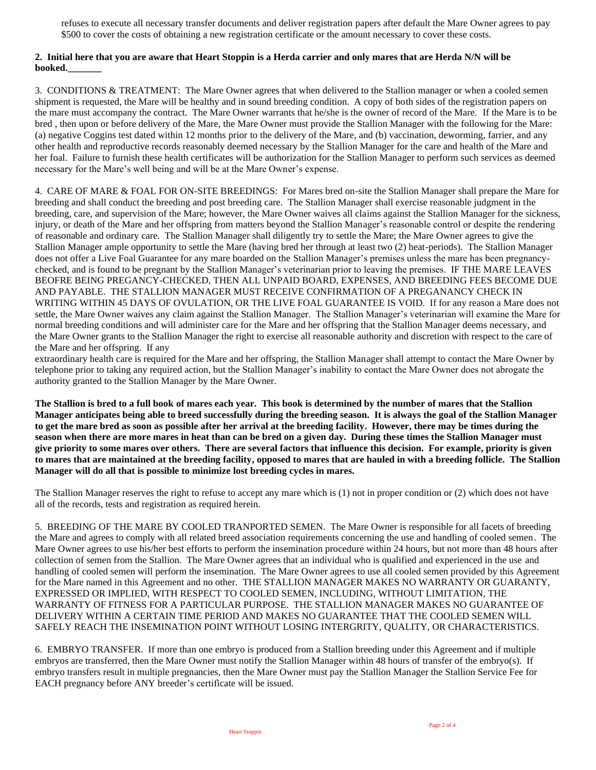refuses to execute all necessary transfer documents and deliver registration papers after default the Mare Owner agrees to pay $500 to cover the costs of obtaining a new registration certificate or the amount necessary to cover these costs.

**2. Initial here that you are aware that Heart Stoppin is a Herda carrier and only mares that are Herda N/N will be booked.\_\_\_\_\_\_\_**

3. CONDITIONS & TREATMENT: The Mare Owner agrees that when delivered to the Stallion manager or when a cooled semen shipment is requested, the Mare will be healthy and in sound breeding condition. A copy of both sides of the registration papers on the mare must accompany the contract. The Mare Owner warrants that he/she is the owner of record of the Mare. If the Mare is to be bred , then upon or before delivery of the Mare, the Mare Owner must provide the Stallion Manager with the following for the Mare: (a) negative Coggins test dated within 12 months prior to the delivery of the Mare, and (b) vaccination, deworming, farrier, and any other health and reproductive records reasonably deemed necessary by the Stallion Manager for the care and health of the Mare and her foal. Failure to furnish these health certificates will be authorization for the Stallion Manager to perform such services as deemed necessary for the Mare's well being and will be at the Mare Owner's expense.

4. CARE OF MARE & FOAL FOR ON-SITE BREEDINGS: For Mares bred on-site the Stallion Manager shall prepare the Mare for breeding and shall conduct the breeding and post breeding care. The Stallion Manager shall exercise reasonable judgment in the breeding, care, and supervision of the Mare; however, the Mare Owner waives all claims against the Stallion Manager for the sickness, injury, or death of the Mare and her offspring from matters beyond the Stallion Manager's reasonable control or despite the rendering of reasonable and ordinary care. The Stallion Manager shall diligently try to settle the Mare; the Mare Owner agrees to give the Stallion Manager ample opportunity to settle the Mare (having bred her through at least two (2) heat-periods). The Stallion Manager does not offer a Live Foal Guarantee for any mare boarded on the Stallion Manager's premises unless the mare has been pregnancy-checked, and is found to be pregnant by the Stallion Manager's veterinarian prior to leaving the premises. IF THE MARE LEAVES BEOFRE BEING PREGANCY-CHECKED, THEN ALL UNPAID BOARD, EXPENSES, AND BREEDING FEES BECOME DUE AND PAYABLE. THE STALLION MANAGER MUST RECEIVE CONFIRMATION OF A PREGANANCY CHECK IN WRITING WITHIN 45 DAYS OF OVULATION, OR THE LIVE FOAL GUARANTEE IS VOID. If for any reason a Mare does not settle, the Mare Owner waives any claim against the Stallion Manager. The Stallion Manager's veterinarian will examine the Mare for normal breeding conditions and will administer care for the Mare and her offspring that the Stallion Manager deems necessary, and the Mare Owner grants to the Stallion Manager the right to exercise all reasonable authority and discretion with respect to the care of the Mare and her offspring. If any extraordinary health care is required for the Mare and her offspring, the Stallion Manager shall attempt to contact the Mare Owner by telephone prior to taking any required action, but the Stallion Manager's inability to contact the Mare Owner does not abrogate the authority granted to the Stallion Manager by the Mare Owner.

**The Stallion is bred to a full book of mares each year. This book is determined by the number of mares that the Stallion Manager anticipates being able to breed successfully during the breeding season. It is always the goal of the Stallion Manager to get the mare bred as soon as possible after her arrival at the breeding facility. However, there may be times during the season when there are more mares in heat than can be bred on a given day. During these times the Stallion Manager must give priority to some mares over others. There are several factors that influence this decision. For example, priority is given to mares that are maintained at the breeding facility, opposed to mares that are hauled in with a breeding follicle. The Stallion Manager will do all that is possible to minimize lost breeding cycles in mares.**

The Stallion Manager reserves the right to refuse to accept any mare which is (1) not in proper condition or (2) which does not have all of the records, tests and registration as required herein.

5. BREEDING OF THE MARE BY COOLED TRANPORTED SEMEN. The Mare Owner is responsible for all facets of breeding the Mare and agrees to comply with all related breed association requirements concerning the use and handling of cooled semen. The Mare Owner agrees to use his/her best efforts to perform the insemination procedure within 24 hours, but not more than 48 hours after collection of semen from the Stallion. The Mare Owner agrees that an individual who is qualified and experienced in the use and handling of cooled semen will perform the insemination. The Mare Owner agrees to use all cooled semen provided by this Agreement for the Mare named in this Agreement and no other. THE STALLION MANAGER MAKES NO WARRANTY OR GUARANTY, EXPRESSED OR IMPLIED, WITH RESPECT TO COOLED SEMEN, INCLUDING, WITHOUT LIMITATION, THE WARRANTY OF FITNESS FOR A PARTICULAR PURPOSE. THE STALLION MANAGER MAKES NO GUARANTEE OF DELIVERY WITHIN A CERTAIN TIME PERIOD AND MAKES NO GUARANTEE THAT THE COOLED SEMEN WILL SAFELY REACH THE INSEMINATION POINT WITHOUT LOSING INTERGRITY, QUALITY, OR CHARACTERISTICS.

6. EMBRYO TRANSFER. If more than one embryo is produced from a Stallion breeding under this Agreement and if multiple embryos are transferred, then the Mare Owner must notify the Stallion Manager within 48 hours of transfer of the embryo(s). If embryo transfers result in multiple pregnancies, then the Mare Owner must pay the Stallion Manager the Stallion Service Fee for EACH pregnancy before ANY breeder's certificate will be issued.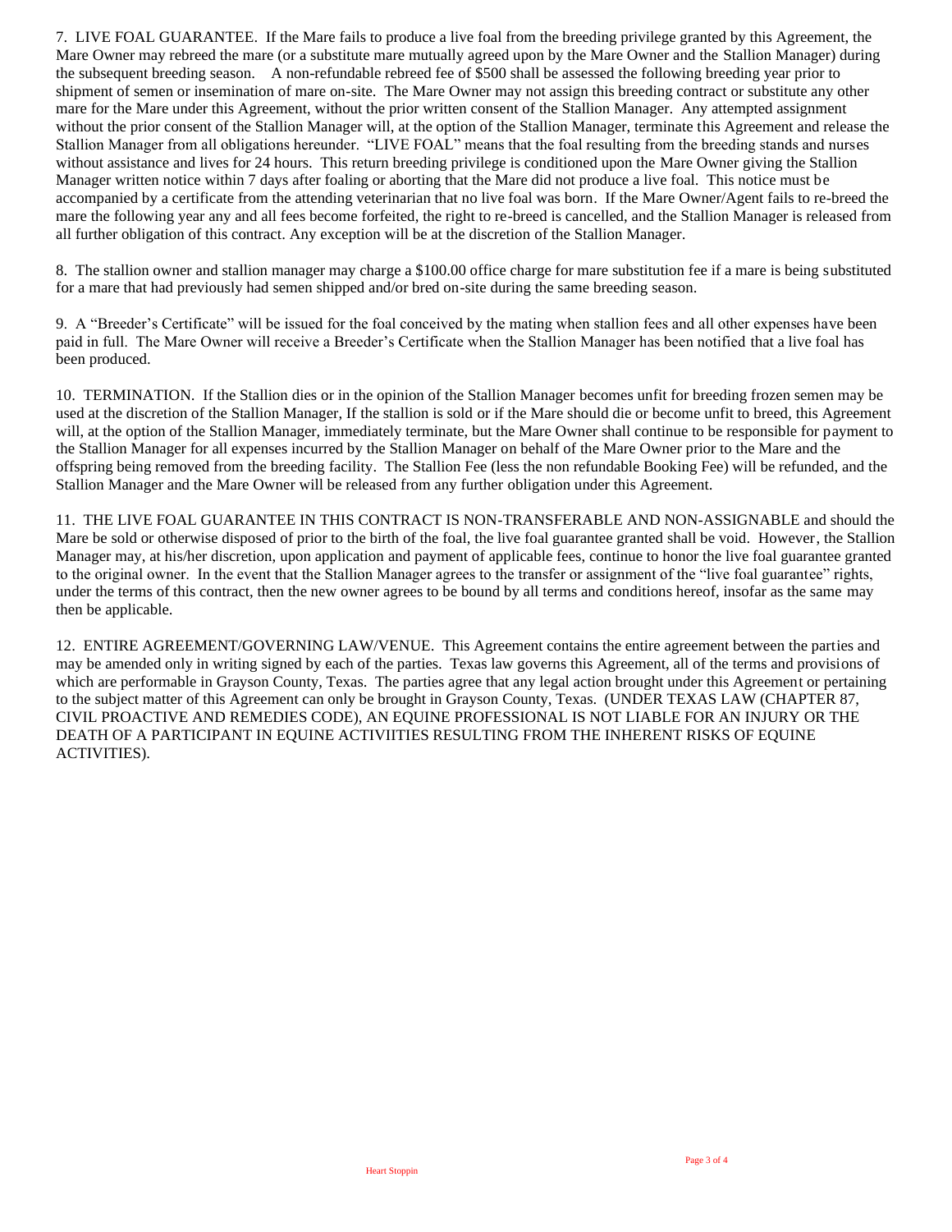7. LIVE FOAL GUARANTEE. If the Mare fails to produce a live foal from the breeding privilege granted by this Agreement, the Mare Owner may rebreed the mare (or a substitute mare mutually agreed upon by the Mare Owner and the Stallion Manager) during the subsequent breeding season. A non-refundable rebreed fee of $500 shall be assessed the following breeding year prior to shipment of semen or insemination of mare on-site. The Mare Owner may not assign this breeding contract or substitute any other mare for the Mare under this Agreement, without the prior written consent of the Stallion Manager. Any attempted assignment without the prior consent of the Stallion Manager will, at the option of the Stallion Manager, terminate this Agreement and release the Stallion Manager from all obligations hereunder. "LIVE FOAL" means that the foal resulting from the breeding stands and nurses without assistance and lives for 24 hours. This return breeding privilege is conditioned upon the Mare Owner giving the Stallion Manager written notice within 7 days after foaling or aborting that the Mare did not produce a live foal. This notice must be accompanied by a certificate from the attending veterinarian that no live foal was born. If the Mare Owner/Agent fails to re-breed the mare the following year any and all fees become forfeited, the right to re-breed is cancelled, and the Stallion Manager is released from all further obligation of this contract. Any exception will be at the discretion of the Stallion Manager.

8. The stallion owner and stallion manager may charge a $100.00 office charge for mare substitution fee if a mare is being substituted for a mare that had previously had semen shipped and/or bred on-site during the same breeding season.

9. A "Breeder's Certificate" will be issued for the foal conceived by the mating when stallion fees and all other expenses have been paid in full. The Mare Owner will receive a Breeder's Certificate when the Stallion Manager has been notified that a live foal has been produced.

10. TERMINATION. If the Stallion dies or in the opinion of the Stallion Manager becomes unfit for breeding frozen semen may be used at the discretion of the Stallion Manager, If the stallion is sold or if the Mare should die or become unfit to breed, this Agreement will, at the option of the Stallion Manager, immediately terminate, but the Mare Owner shall continue to be responsible for payment to the Stallion Manager for all expenses incurred by the Stallion Manager on behalf of the Mare Owner prior to the Mare and the offspring being removed from the breeding facility. The Stallion Fee (less the non refundable Booking Fee) will be refunded, and the Stallion Manager and the Mare Owner will be released from any further obligation under this Agreement.

11. THE LIVE FOAL GUARANTEE IN THIS CONTRACT IS NON-TRANSFERABLE AND NON-ASSIGNABLE and should the Mare be sold or otherwise disposed of prior to the birth of the foal, the live foal guarantee granted shall be void. However, the Stallion Manager may, at his/her discretion, upon application and payment of applicable fees, continue to honor the live foal guarantee granted to the original owner. In the event that the Stallion Manager agrees to the transfer or assignment of the "live foal guarantee" rights, under the terms of this contract, then the new owner agrees to be bound by all terms and conditions hereof, insofar as the same may then be applicable.

12. ENTIRE AGREEMENT/GOVERNING LAW/VENUE. This Agreement contains the entire agreement between the parties and may be amended only in writing signed by each of the parties. Texas law governs this Agreement, all of the terms and provisions of which are performable in Grayson County, Texas. The parties agree that any legal action brought under this Agreement or pertaining to the subject matter of this Agreement can only be brought in Grayson County, Texas. (UNDER TEXAS LAW (CHAPTER 87, CIVIL PROACTIVE AND REMEDIES CODE), AN EQUINE PROFESSIONAL IS NOT LIABLE FOR AN INJURY OR THE DEATH OF A PARTICIPANT IN EQUINE ACTIVIITIES RESULTING FROM THE INHERENT RISKS OF EQUINE ACTIVITIES).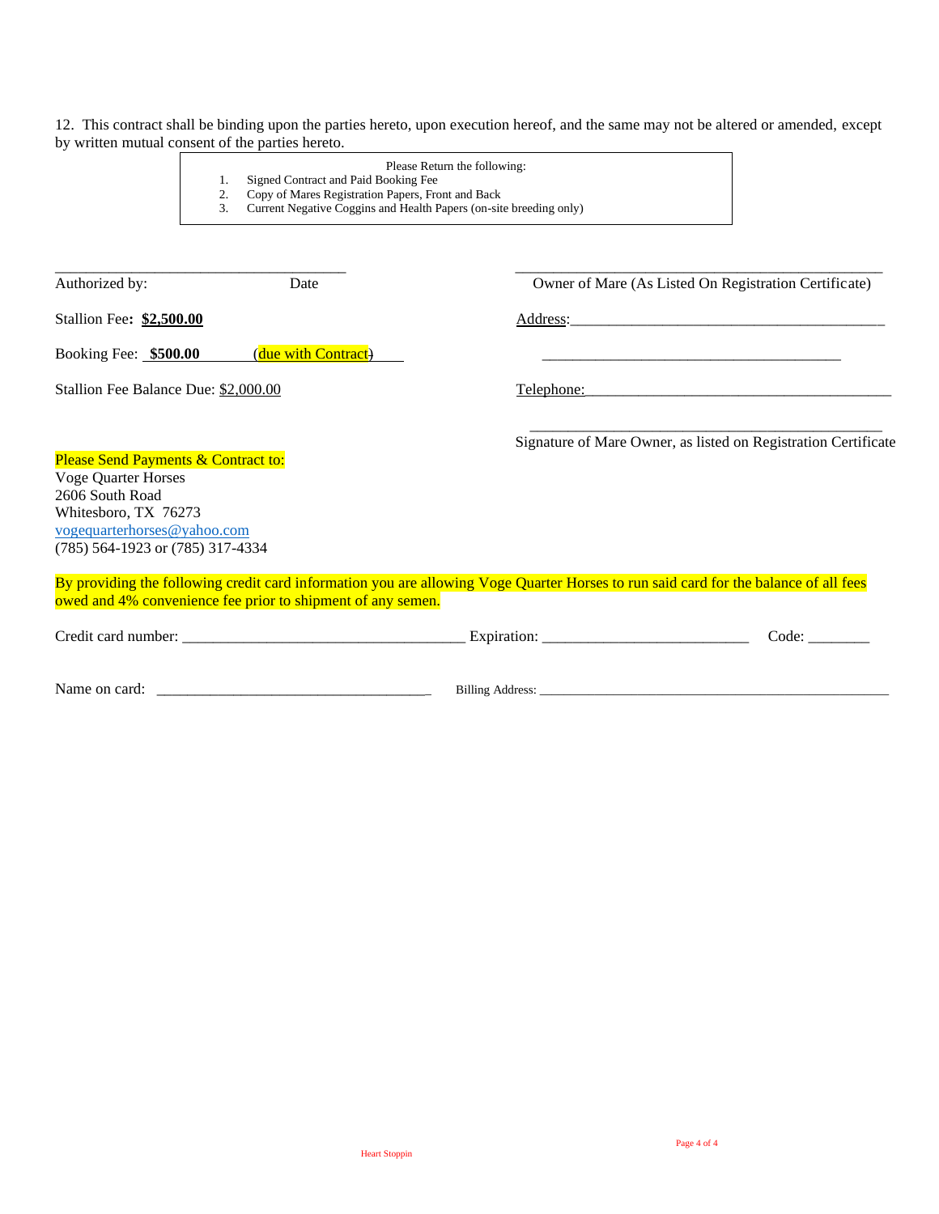12. This contract shall be binding upon the parties hereto, upon execution hereof, and the same may not be altered or amended, except by written mutual consent of the parties hereto.

> Please Return the following:
> 1. Signed Contract and Paid Booking Fee
> 2. Copy of Mares Registration Papers, Front and Back
> 3. Current Negative Coggins and Health Papers (on-site breeding only)

______________________________________

Authorized by: Date

Stallion Fee: **$2,500.00**

Booking Fee: **$500.00** (due with Contract)

Stallion Fee Balance Due: $2,000.00

______________________________________

Owner of Mare (As Listed On Registration Certificate)

Address:_________________________________________

_________________________________________

Telephone:_________________________________________

______________________________________

Signature of Mare Owner, as listed on Registration Certificate

Please Send Payments & Contract to:
Voge Quarter Horses
2606 South Road
Whitesboro, TX 76273
vogequarterhorses@yahoo.com
(785) 564-1923 or (785) 317-4334

By providing the following credit card information you are allowing Voge Quarter Horses to run said card for the balance of all fees owed and 4% convenience fee prior to shipment of any semen.

Credit card number: ____________________________________ Expiration: ___________________________ Code: ________

Name on card: ____________________________________ Billing Address: _____________________________________________________

Heart Stoppin